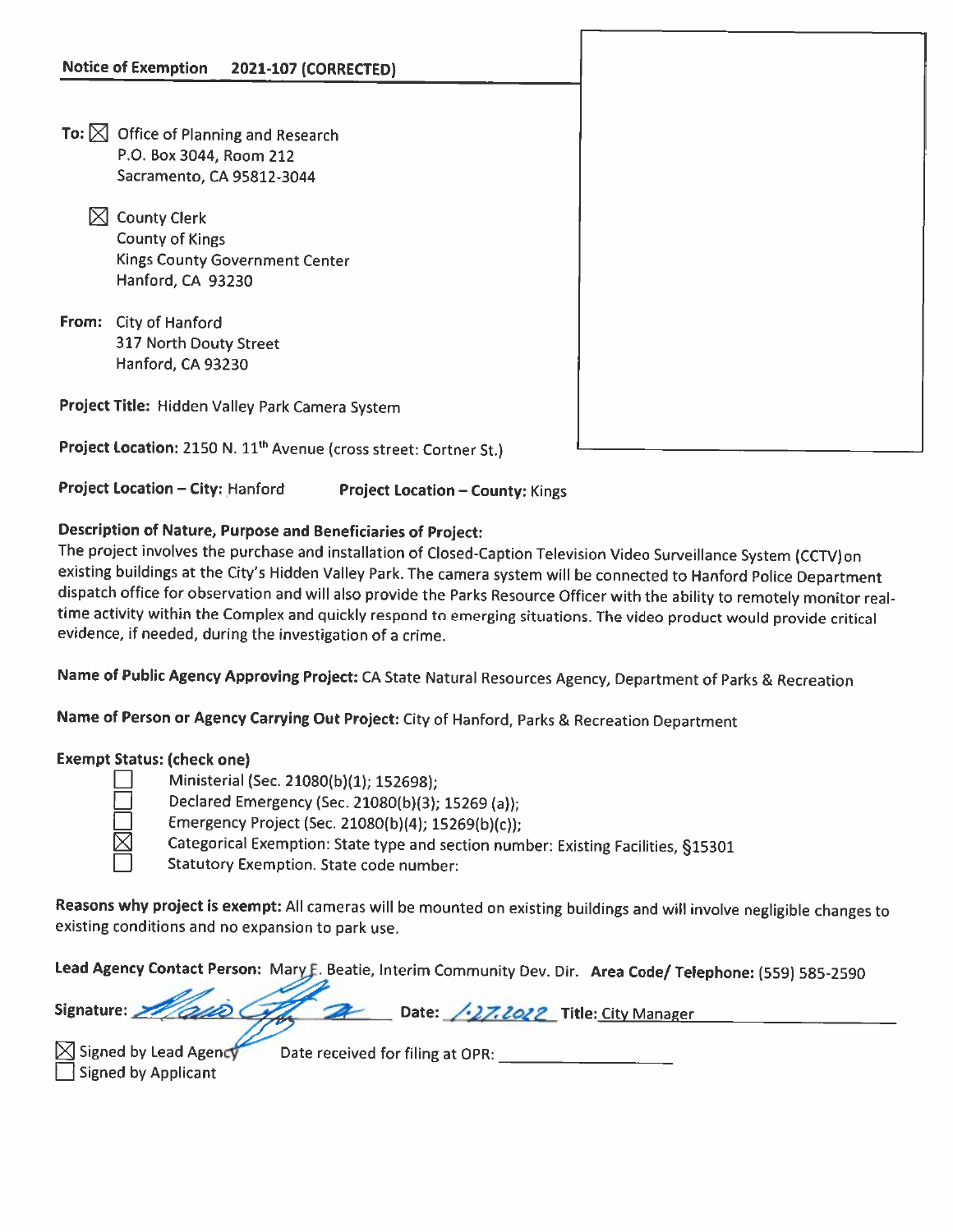**Notice of Exemption 2021-107 (CORRECTED)**

**To:** ☒ Office of Planning and Research
P.O. Box 3044, Room 212
Sacramento, CA 95812-3044

☒ County Clerk
County of Kings
Kings County Government Center
Hanford, CA 93230

**From:** City of Hanford
317 North Douty Street
Hanford, CA 93230

**Project Title:** Hidden Valley Park Camera System

**Project Location:** 2150 N. 11th Avenue (cross street: Cortner St.)

**Project Location – City:** Hanford **Project Location – County:** Kings

**Description of Nature, Purpose and Beneficiaries of Project:**
The project involves the purchase and installation of Closed-Caption Television Video Surveillance System (CCTV)on existing buildings at the City's Hidden Valley Park. The camera system will be connected to Hanford Police Department dispatch office for observation and will also provide the Parks Resource Officer with the ability to remotely monitor real-time activity within the Complex and quickly respond to emerging situations. The video product would provide critical evidence, if needed, during the investigation of a crime.

**Name of Public Agency Approving Project:** CA State Natural Resources Agency, Department of Parks & Recreation

**Name of Person or Agency Carrying Out Project:** City of Hanford, Parks & Recreation Department

**Exempt Status: (check one)**

- ☐ Ministerial (Sec. 21080(b)(1); 152698);
- ☐ Declared Emergency (Sec. 21080(b)(3); 15269 (a));
- ☐ Emergency Project (Sec. 21080(b)(4); 15269(b)(c));
- ☒ Categorical Exemption: State type and section number: Existing Facilities, §15301
- ☐ Statutory Exemption. State code number:

**Reasons why project is exempt:** All cameras will be mounted on existing buildings and will involve negligible changes to existing conditions and no expansion to park use.

**Lead Agency Contact Person:** Mary F. Beatie, Interim Community Dev. Dir. **Area Code/ Telephone:** (559) 585-2590

**Signature:** [signature] **Date:** 1.27.2022 **Title:** City Manager

☒ Signed by Lead Agency
☐ Signed by Applicant

Date received for filing at OPR: ______________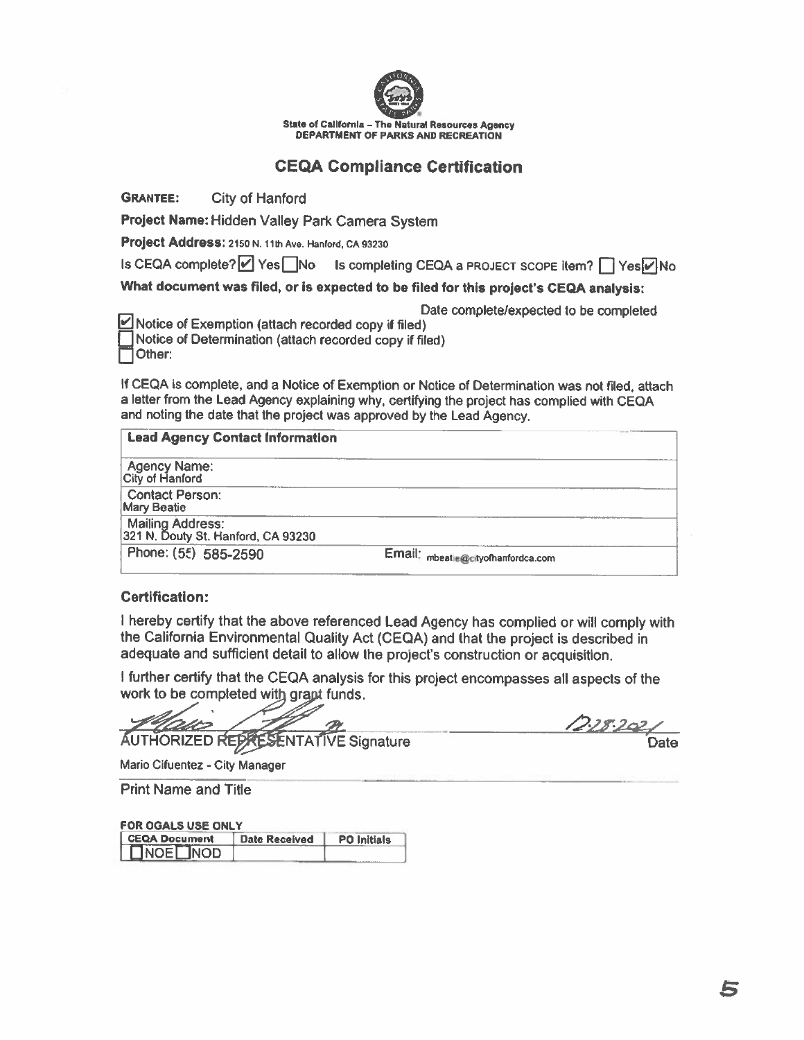State of California – The Natural Resources Agency
DEPARTMENT OF PARKS AND RECREATION

# CEQA Compliance Certification

**GRANTEE:** City of Hanford

**Project Name:** Hidden Valley Park Camera System

**Project Address:** 2150 N. 11th Ave. Hanford, CA 93230

Is CEQA complete? ☑ Yes ☐ No  Is completing CEQA a PROJECT SCOPE item? ☐ Yes ☑ No

**What document was filed, or is expected to be filed for this project's CEQA analysis:**

Date complete/expected to be completed

☑ Notice of Exemption (attach recorded copy if filed)
☐ Notice of Determination (attach recorded copy if filed)
☐ Other:

If CEQA is complete, and a Notice of Exemption or Notice of Determination was not filed, attach a letter from the Lead Agency explaining why, certifying the project has complied with CEQA and noting the date that the project was approved by the Lead Agency.

| **Lead Agency Contact Information** | |
|---|---|
| Agency Name: City of Hanford | |
| Contact Person: Mary Beatie | |
| Mailing Address: 321 N. Douty St. Hanford, CA 93230 | |
| Phone: (5£) 585-2590 | Email: mbeatie@cityofhanfordca.com |

### Certification:

I hereby certify that the above referenced Lead Agency has complied or will comply with the California Environmental Quality Act (CEQA) and that the project is described in adequate and sufficient detail to allow the project's construction or acquisition.

I further certify that the CEQA analysis for this project encompasses all aspects of the work to be completed with grant funds.

AUTHORIZED REPRESENTATIVE Signature — Date: 12-28-2021

Mario Cifuentez - City Manager

Print Name and Title

**FOR OGALS USE ONLY**

| CEQA Document | Date Received | PO Initials |
|---|---|---|
| ☐ NOE ☐ NOD | | |